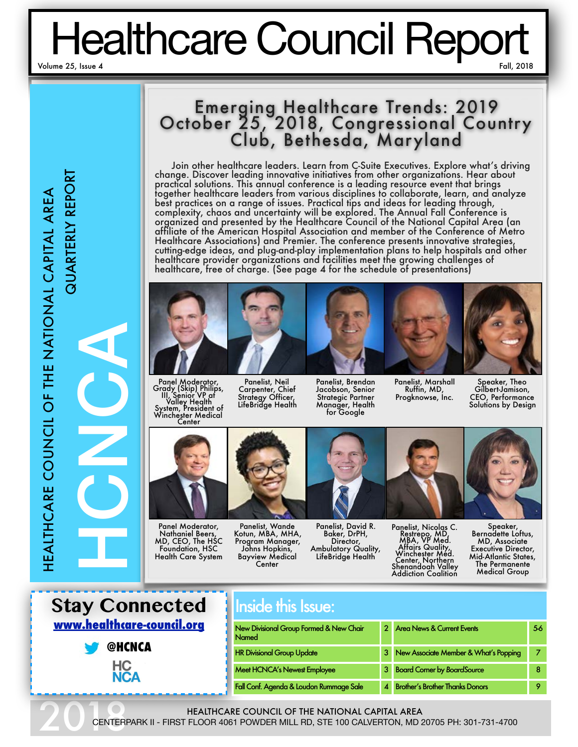# Healthcare Council Report

Volume 25, Issue 4 — Fall, 2018

HEALTHCARE COUNCIL OF THE NATIONAL CAPITAL AREA QUARTERLY REPORT

HCNCA

## Emerging Healthcare Trends: 2019
## October 25, 2018, Congressional Country Club, Bethesda, Maryland

Join other healthcare leaders. Learn from C-Suite Executives. Explore what's driving change. Discover leading innovative initiatives from other organizations. Hear about practical solutions. This annual conference is a leading resource event that brings together healthcare leaders from various disciplines to collaborate, learn, and analyze best practices on a range of issues. Practical tips and ideas for leading through, complexity, chaos and uncertainty will be explored. The Annual Fall Conference is organized and presented by the Healthcare Council of the National Capital Area (an affiliate of the American Hospital Association and member of the Conference of Metro Healthcare Associations) and Premier. The conference presents innovative strategies, cutting-edge ideas, and plug-and-play implementation plans to help hospitals and other healthcare provider organizations and facilities meet the growing challenges of healthcare, free of charge. (See page 4 for the schedule of presentations)

Panel Moderator, Grady (Skip) Philips, III, Senior VP at Valley Health System, President of Winchester Medical Center

Panelist, Neil Carpenter, Chief Strategy Officer, LifeBridge Health

Panelist, Brendan Jacobson, Senior Strategic Partner Manager, Health for Google

Panelist, Marshall Ruffin, MD, Progknowse, Inc.

Speaker, Theo Gilbert-Jamison, CEO, Performance Solutions by Design

Panel Moderator, Nathaniel Beers, MD, CEO, The HSC Foundation, HSC Health Care System

Panelist, Wande Kotun, MBA, MHA, Program Manager, Johns Hopkins, Bayview Medical Center

Panelist, David R. Baker, DrPH, Director, Ambulatory Quality, LifeBridge Health

Panelist, Nicolas C. Restrepo, MD, MBA, VP Med. Affairs Quality, Winchester Med. Center, Northern Shenandoah Valley Addiction Coalition

Speaker, Bernadette Loftus, MD, Associate Executive Director, Mid-Atlantic States, The Permanente Medical Group

## Stay Connected

**www.healthcare-council.org**

@HCNCA

HC NCA

## Inside this Issue:

| | | | |
|---|---|---|---|
| New Divisional Group Formed & New Chair Named | 2 | Area News & Current Events | 5-6 |
| HR Divisional Group Update | 3 | New Associate Member & What's Popping | 7 |
| Meet HCNCA's Newest Employee | 3 | Board Corner by *BoardSource* | 8 |
| Fall Conf. Agenda & Loudon Rummage Sale | 4 | Brother's Brother Thanks Donors | 9 |

2018

HEALTHCARE COUNCIL OF THE NATIONAL CAPITAL AREA
CENTERPARK II - FIRST FLOOR 4061 POWDER MILL RD, STE 100 CALVERTON, MD 20705 PH: 301-731-4700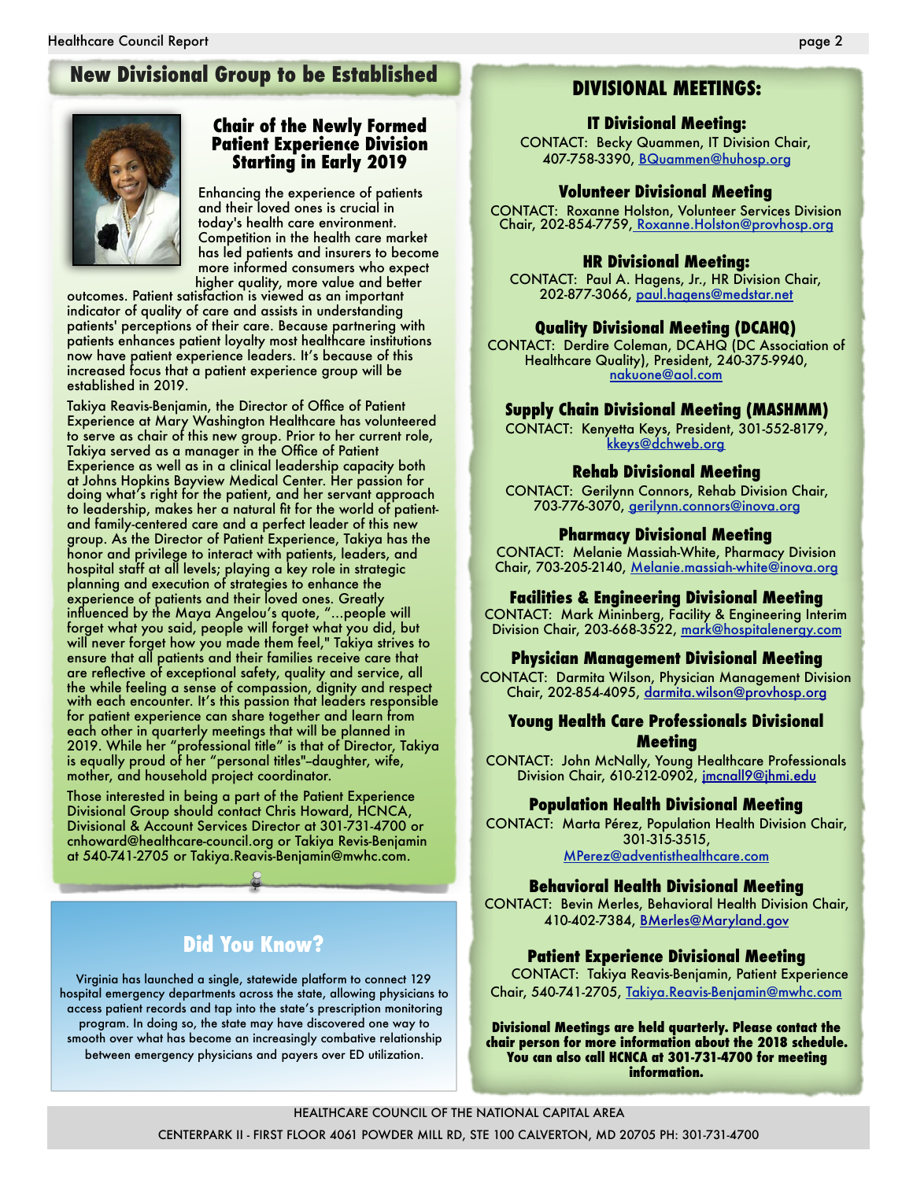## New Divisional Group to be Established

### Chair of the Newly Formed Patient Experience Division Starting in Early 2019

Enhancing the experience of patients and their loved ones is crucial in today's health care environment. Competition in the health care market has led patients and insurers to become more informed consumers who expect higher quality, more value and better outcomes. Patient satisfaction is viewed as an important indicator of quality of care and assists in understanding patients' perceptions of their care. Because partnering with patients enhances patient loyalty most healthcare institutions now have patient experience leaders. It's because of this increased focus that a patient experience group will be established in 2019.

Takiya Reavis-Benjamin, the Director of Office of Patient Experience at Mary Washington Healthcare has volunteered to serve as chair of this new group. Prior to her current role, Takiya served as a manager in the Office of Patient Experience as well as in a clinical leadership capacity both at Johns Hopkins Bayview Medical Center. Her passion for doing what's right for the patient, and her servant approach to leadership, makes her a natural fit for the world of patient- and family-centered care and a perfect leader of this new group. As the Director of Patient Experience, Takiya has the honor and privilege to interact with patients, leaders, and hospital staff at all levels; playing a key role in strategic planning and execution of strategies to enhance the experience of patients and their loved ones. Greatly influenced by the Maya Angelou's quote, "...people will forget what you said, people will forget what you did, but will never forget how you made them feel," Takiya strives to ensure that all patients and their families receive care that are reflective of exceptional safety, quality and service, all the while feeling a sense of compassion, dignity and respect with each encounter. It's this passion that leaders responsible for patient experience can share together and learn from each other in quarterly meetings that will be planned in 2019. While her "professional title" is that of Director, Takiya is equally proud of her "personal titles"–daughter, wife, mother, and household project coordinator.

Those interested in being a part of the Patient Experience Divisional Group should contact Chris Howard, HCNCA, Divisional & Account Services Director at 301-731-4700 or cnhoward@healthcare-council.org or Takiya Revis-Benjamin at 540-741-2705 or Takiya.Reavis-Benjamin@mwhc.com.

## Did You Know?

Virginia has launched a single, statewide platform to connect 129 hospital emergency departments across the state, allowing physicians to access patient records and tap into the state's prescription monitoring program. In doing so, the state may have discovered one way to smooth over what has become an increasingly combative relationship between emergency physicians and payers over ED utilization.

## DIVISIONAL MEETINGS:

**IT Divisional Meeting:**
CONTACT: Becky Quammen, IT Division Chair, 407-758-3390, BQuammen@huhosp.org

**Volunteer Divisional Meeting**
CONTACT: Roxanne Holston, Volunteer Services Division Chair, 202-854-7759, Roxanne.Holston@provhosp.org

**HR Divisional Meeting:**
CONTACT: Paul A. Hagens, Jr., HR Division Chair, 202-877-3066, paul.hagens@medstar.net

**Quality Divisional Meeting (DCAHQ)**
CONTACT: Derdire Coleman, DCAHQ (DC Association of Healthcare Quality), President, 240-375-9940, nakuone@aol.com

**Supply Chain Divisional Meeting (MASHMM)**
CONTACT: Kenyetta Keys, President, 301-552-8179, kkeys@dchweb.org

**Rehab Divisional Meeting**
CONTACT: Gerilynn Connors, Rehab Division Chair, 703-776-3070, gerilynn.connors@inova.org

**Pharmacy Divisional Meeting**
CONTACT: Melanie Massiah-White, Pharmacy Division Chair, 703-205-2140, Melanie.massiah-white@inova.org

**Facilities & Engineering Divisional Meeting**
CONTACT: Mark Mininberg, Facility & Engineering Interim Division Chair, 203-668-3522, mark@hospitalenergy.com

**Physician Management Divisional Meeting**
CONTACT: Darmita Wilson, Physician Management Division Chair, 202-854-4095, darmita.wilson@provhosp.org

**Young Health Care Professionals Divisional Meeting**
CONTACT: John McNally, Young Healthcare Professionals Division Chair, 610-212-0902, jmcnall9@jhmi.edu

**Population Health Divisional Meeting**
CONTACT: Marta Pérez, Population Health Division Chair, 301-315-3515, MPerez@adventisthealthcare.com

**Behavioral Health Divisional Meeting**
CONTACT: Bevin Merles, Behavioral Health Division Chair, 410-402-7384, BMerles@Maryland.gov

**Patient Experience Divisional Meeting**
CONTACT: Takiya Reavis-Benjamin, Patient Experience Chair, 540-741-2705, Takiya.Reavis-Benjamin@mwhc.com

**Divisional Meetings are held quarterly. Please contact the chair person for more information about the 2018 schedule. You can also call HCNCA at 301-731-4700 for meeting information.**

HEALTHCARE COUNCIL OF THE NATIONAL CAPITAL AREA
CENTERPARK II - FIRST FLOOR 4061 POWDER MILL RD, STE 100 CALVERTON, MD 20705 PH: 301-731-4700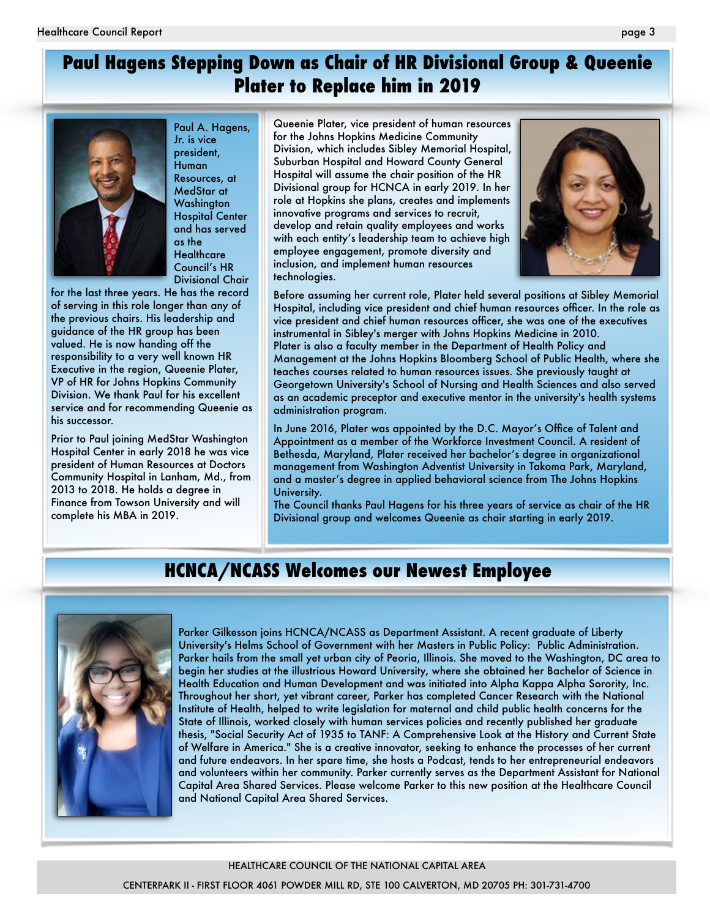## Paul Hagens Stepping Down as Chair of HR Divisional Group & Queenie Plater to Replace him in 2019

Paul A. Hagens, Jr. is vice president, Human Resources, at MedStar at Washington Hospital Center and has served as the Healthcare Council's HR Divisional Chair for the last three years. He has the record of serving in this role longer than any of the previous chairs. His leadership and guidance of the HR group has been valued. He is now handing off the responsibility to a very well known HR Executive in the region, Queenie Plater, VP of HR for Johns Hopkins Community Division. We thank Paul for his excellent service and for recommending Queenie as his successor.

Prior to Paul joining MedStar Washington Hospital Center in early 2018 he was vice president of Human Resources at Doctors Community Hospital in Lanham, Md., from 2013 to 2018. He holds a degree in Finance from Towson University and will complete his MBA in 2019.

Queenie Plater, vice president of human resources for the Johns Hopkins Medicine Community Division, which includes Sibley Memorial Hospital, Suburban Hospital and Howard County General Hospital will assume the chair position of the HR Divisional group for HCNCA in early 2019. In her role at Hopkins she plans, creates and implements innovative programs and services to recruit, develop and retain quality employees and works with each entity's leadership team to achieve high employee engagement, promote diversity and inclusion, and implement human resources technologies.

Before assuming her current role, Plater held several positions at Sibley Memorial Hospital, including vice president and chief human resources officer. In the role as vice president and chief human resources officer, she was one of the executives instrumental in Sibley's merger with Johns Hopkins Medicine in 2010. Plater is also a faculty member in the Department of Health Policy and Management at the Johns Hopkins Bloomberg School of Public Health, where she teaches courses related to human resources issues. She previously taught at Georgetown University's School of Nursing and Health Sciences and also served as an academic preceptor and executive mentor in the university's health systems administration program.

In June 2016, Plater was appointed by the D.C. Mayor's Office of Talent and Appointment as a member of the Workforce Investment Council. A resident of Bethesda, Maryland, Plater received her bachelor's degree in organizational management from Washington Adventist University in Takoma Park, Maryland, and a master's degree in applied behavioral science from The Johns Hopkins University.

The Council thanks Paul Hagens for his three years of service as chair of the HR Divisional group and welcomes Queenie as chair starting in early 2019.

## HCNCA/NCASS Welcomes our Newest Employee

Parker Gilkesson joins HCNCA/NCASS as Department Assistant. A recent graduate of Liberty University's Helms School of Government with her Masters in Public Policy: Public Administration. Parker hails from the small yet urban city of Peoria, Illinois. She moved to the Washington, DC area to begin her studies at the illustrious Howard University, where she obtained her Bachelor of Science in Health Education and Human Development and was initiated into Alpha Kappa Alpha Sorority, Inc. Throughout her short, yet vibrant career, Parker has completed Cancer Research with the National Institute of Health, helped to write legislation for maternal and child public health concerns for the State of Illinois, worked closely with human services policies and recently published her graduate thesis, "Social Security Act of 1935 to TANF: A Comprehensive Look at the History and Current State of Welfare in America." She is a creative innovator, seeking to enhance the processes of her current and future endeavors. In her spare time, she hosts a Podcast, tends to her entrepreneurial endeavors and volunteers within her community. Parker currently serves as the Department Assistant for National Capital Area Shared Services. Please welcome Parker to this new position at the Healthcare Council and National Capital Area Shared Services.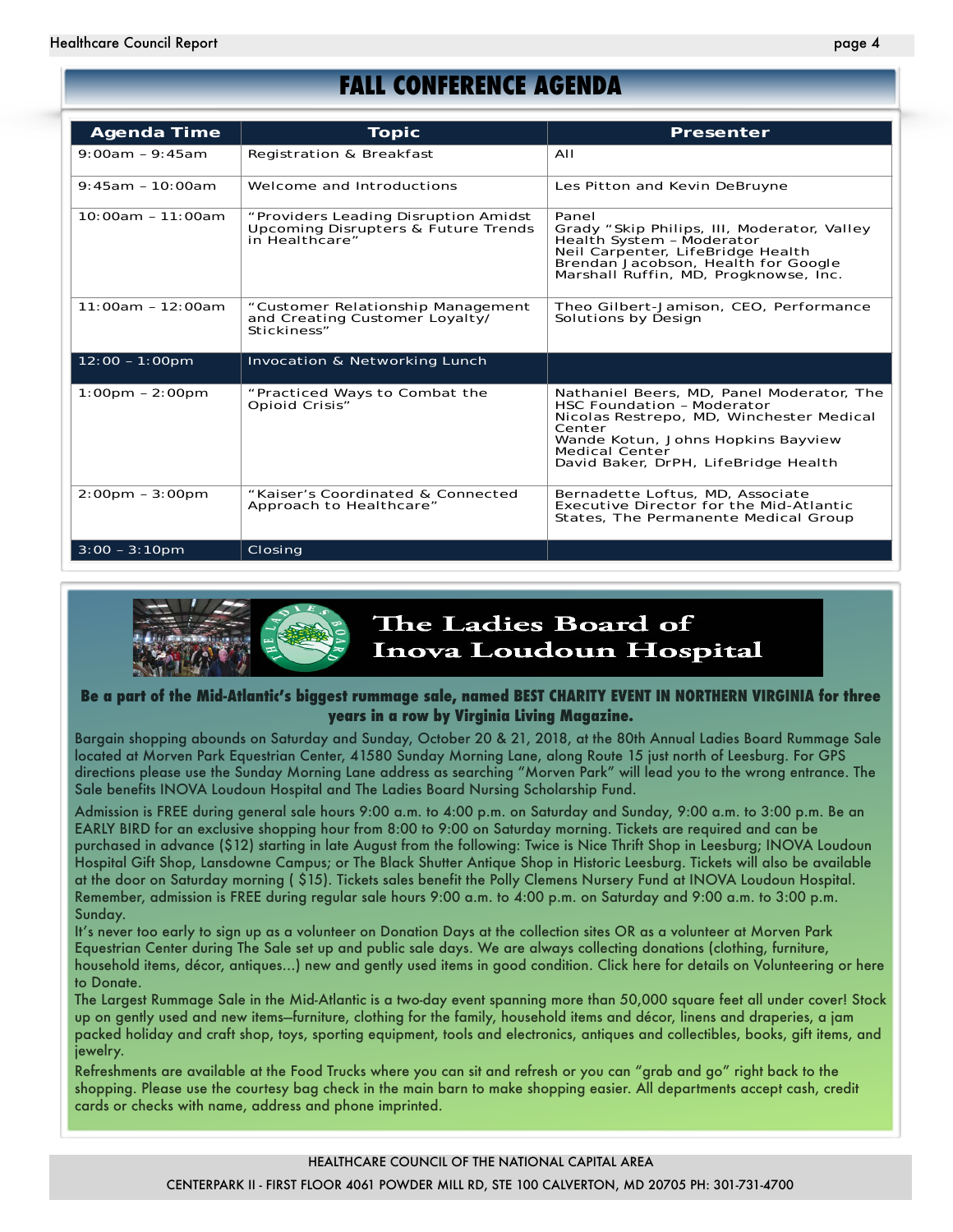# FALL CONFERENCE AGENDA

| Agenda Time | Topic | Presenter |
|---|---|---|
| 9:00am – 9:45am | Registration & Breakfast | All |
| 9:45am – 10:00am | Welcome and Introductions | Les Pitton and Kevin DeBruyne |
| 10:00am – 11:00am | "Providers Leading Disruption Amidst Upcoming Disrupters & Future Trends in Healthcare" | Panel<br>Grady "Skip Philips, III, Moderator, Valley Health System – Moderator<br>Neil Carpenter, LifeBridge Health<br>Brendan Jacobson, Health for Google<br>Marshall Ruffin, MD, Progknowse, Inc. |
| 11:00am – 12:00am | "Customer Relationship Management and Creating Customer Loyalty/ Stickiness" | Theo Gilbert-Jamison, CEO, Performance Solutions by Design |
| 12:00 – 1:00pm | Invocation & Networking Lunch | |
| 1:00pm – 2:00pm | "Practiced Ways to Combat the Opioid Crisis" | Nathaniel Beers, MD, Panel Moderator, The HSC Foundation – Moderator<br>Nicolas Restrepo, MD, Winchester Medical Center<br>Wande Kotun, Johns Hopkins Bayview Medical Center<br>David Baker, DrPH, LifeBridge Health |
| 2:00pm – 3:00pm | "Kaiser's Coordinated & Connected Approach to Healthcare" | Bernadette Loftus, MD, Associate Executive Director for the Mid-Atlantic States, The Permanente Medical Group |
| 3:00 – 3:10pm | Closing | |

## The Ladies Board of Inova Loudoun Hospital

**Be a part of the Mid-Atlantic's biggest rummage sale, named BEST CHARITY EVENT IN NORTHERN VIRGINIA for three years in a row by Virginia Living Magazine.**

Bargain shopping abounds on Saturday and Sunday, October 20 & 21, 2018, at the 80th Annual Ladies Board Rummage Sale located at Morven Park Equestrian Center, 41580 Sunday Morning Lane, along Route 15 just north of Leesburg. For GPS directions please use the Sunday Morning Lane address as searching "Morven Park" will lead you to the wrong entrance. The Sale benefits INOVA Loudoun Hospital and The Ladies Board Nursing Scholarship Fund.

Admission is FREE during general sale hours 9:00 a.m. to 4:00 p.m. on Saturday and Sunday, 9:00 a.m. to 3:00 p.m. Be an EARLY BIRD for an exclusive shopping hour from 8:00 to 9:00 on Saturday morning. Tickets are required and can be purchased in advance ($12) starting in late August from the following: Twice is Nice Thrift Shop in Leesburg; INOVA Loudoun Hospital Gift Shop, Lansdowne Campus; or The Black Shutter Antique Shop in Historic Leesburg. Tickets will also be available at the door on Saturday morning ( $15). Tickets sales benefit the Polly Clemens Nursery Fund at INOVA Loudoun Hospital. Remember, admission is FREE during regular sale hours 9:00 a.m. to 4:00 p.m. on Saturday and 9:00 a.m. to 3:00 p.m. Sunday.

It's never too early to sign up as a volunteer on Donation Days at the collection sites OR as a volunteer at Morven Park Equestrian Center during The Sale set up and public sale days. We are always collecting donations (clothing, furniture, household items, décor, antiques...) new and gently used items in good condition. Click here for details on Volunteering or here to Donate.

The Largest Rummage Sale in the Mid-Atlantic is a two-day event spanning more than 50,000 square feet all under cover! Stock up on gently used and new items—furniture, clothing for the family, household items and décor, linens and draperies, a jam packed holiday and craft shop, toys, sporting equipment, tools and electronics, antiques and collectibles, books, gift items, and jewelry.

Refreshments are available at the Food Trucks where you can sit and refresh or you can "grab and go" right back to the shopping. Please use the courtesy bag check in the main barn to make shopping easier. All departments accept cash, credit cards or checks with name, address and phone imprinted.

HEALTHCARE COUNCIL OF THE NATIONAL CAPITAL AREA

CENTERPARK II - FIRST FLOOR 4061 POWDER MILL RD, STE 100 CALVERTON, MD 20705 PH: 301-731-4700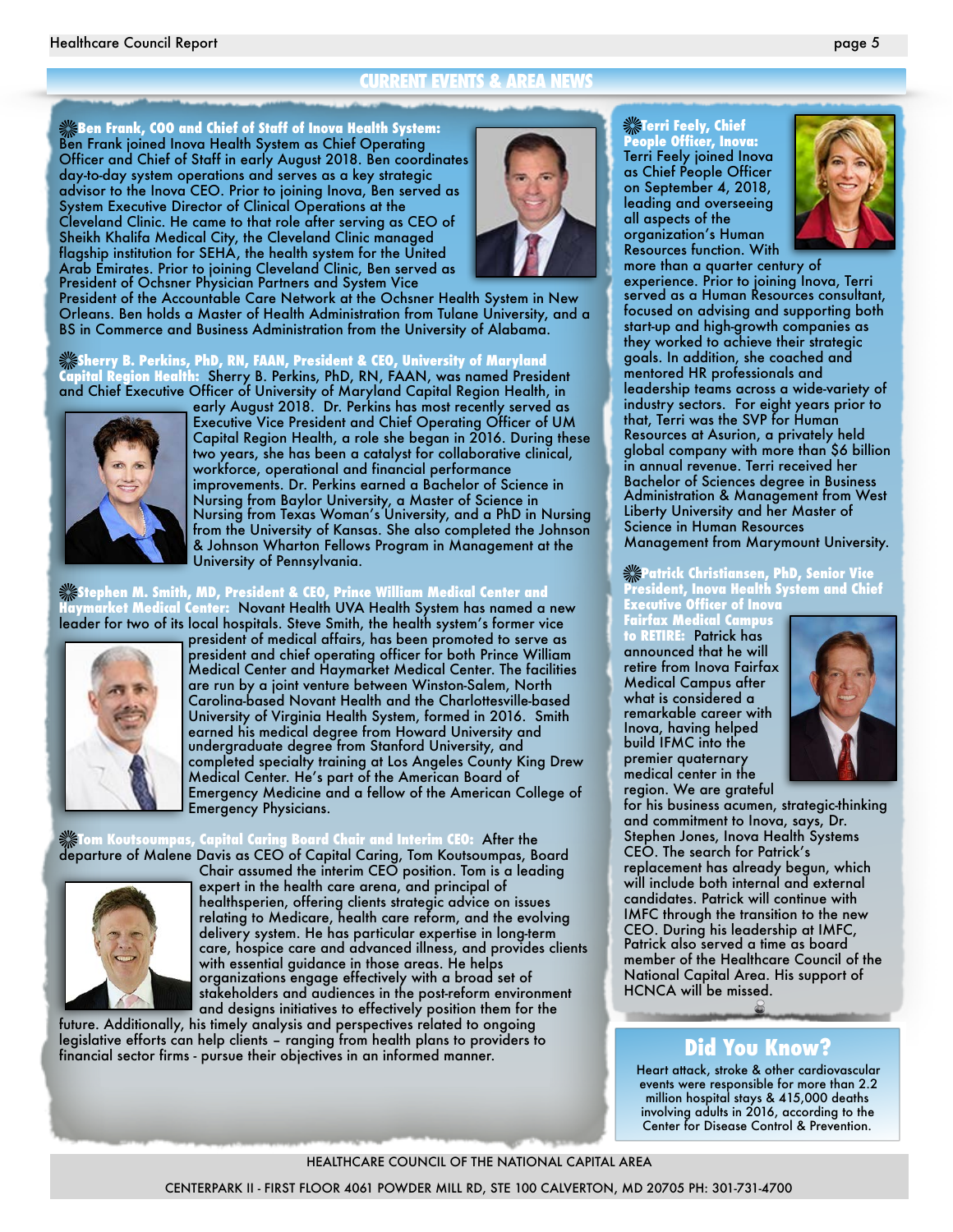## CURRENT EVENTS & AREA NEWS

**Ben Frank, COO and Chief of Staff of Inova Health System:** Ben Frank joined Inova Health System as Chief Operating Officer and Chief of Staff in early August 2018. Ben coordinates day-to-day system operations and serves as a key strategic advisor to the Inova CEO. Prior to joining Inova, Ben served as System Executive Director of Clinical Operations at the Cleveland Clinic. He came to that role after serving as CEO of Sheikh Khalifa Medical City, the Cleveland Clinic managed flagship institution for SEHA, the health system for the United Arab Emirates. Prior to joining Cleveland Clinic, Ben served as President of Ochsner Physician Partners and System Vice President of the Accountable Care Network at the Ochsner Health System in New Orleans. Ben holds a Master of Health Administration from Tulane University, and a BS in Commerce and Business Administration from the University of Alabama.

**Sherry B. Perkins, PhD, RN, FAAN, President & CEO, University of Maryland Capital Region Health:** Sherry B. Perkins, PhD, RN, FAAN, was named President and Chief Executive Officer of University of Maryland Capital Region Health, in early August 2018. Dr. Perkins has most recently served as Executive Vice President and Chief Operating Officer of UM Capital Region Health, a role she began in 2016. During these two years, she has been a catalyst for collaborative clinical, workforce, operational and financial performance improvements. Dr. Perkins earned a Bachelor of Science in Nursing from Baylor University, a Master of Science in Nursing from Texas Woman's University, and a PhD in Nursing from the University of Kansas. She also completed the Johnson & Johnson Wharton Fellows Program in Management at the University of Pennsylvania.

**Stephen M. Smith, MD, President & CEO, Prince William Medical Center and Haymarket Medical Center:** Novant Health UVA Health System has named a new leader for two of its local hospitals. Steve Smith, the health system's former vice president of medical affairs, has been promoted to serve as president and chief operating officer for both Prince William Medical Center and Haymarket Medical Center. The facilities are run by a joint venture between Winston-Salem, North Carolina-based Novant Health and the Charlottesville-based University of Virginia Health System, formed in 2016. Smith earned his medical degree from Howard University and undergraduate degree from Stanford University, and completed specialty training at Los Angeles County King Drew Medical Center. He's part of the American Board of Emergency Medicine and a fellow of the American College of Emergency Physicians.

**Tom Koutsoumpas, Capital Caring Board Chair and Interim CEO:** After the departure of Malene Davis as CEO of Capital Caring, Tom Koutsoumpas, Board Chair assumed the interim CEO position. Tom is a leading expert in the health care arena, and principal of healthsperien, offering clients strategic advice on issues relating to Medicare, health care reform, and the evolving delivery system. He has particular expertise in long-term care, hospice care and advanced illness, and provides clients with essential guidance in those areas. He helps organizations engage effectively with a broad set of stakeholders and audiences in the post-reform environment and designs initiatives to effectively position them for the future. Additionally, his timely analysis and perspectives related to ongoing legislative efforts can help clients – ranging from health plans to providers to financial sector firms - pursue their objectives in an informed manner.

**Terri Feely, Chief People Officer, Inova:** Terri Feely joined Inova as Chief People Officer on September 4, 2018, leading and overseeing all aspects of the organization's Human Resources function. With more than a quarter century of experience. Prior to joining Inova, Terri served as a Human Resources consultant, focused on advising and supporting both start-up and high-growth companies as they worked to achieve their strategic goals. In addition, she coached and mentored HR professionals and leadership teams across a wide-variety of industry sectors. For eight years prior to that, Terri was the SVP for Human Resources at Asurion, a privately held global company with more than $6 billion in annual revenue. Terri received her Bachelor of Sciences degree in Business Administration & Management from West Liberty University and her Master of Science in Human Resources Management from Marymount University.

**Patrick Christiansen, PhD, Senior Vice President, Inova Health System and Chief Executive Officer of Inova Fairfax Medical Campus to RETIRE:** Patrick has announced that he will retire from Inova Fairfax Medical Campus after what is considered a remarkable career with Inova, having helped build IFMC into the premier quaternary medical center in the region. We are grateful for his business acumen, strategic-thinking and commitment to Inova, says, Dr. Stephen Jones, Inova Health Systems CEO. The search for Patrick's replacement has already begun, which will include both internal and external candidates. Patrick will continue with IMFC through the transition to the new CEO. During his leadership at IMFC, Patrick also served a time as board member of the Healthcare Council of the National Capital Area. His support of HCNCA will be missed.

## Did You Know?

Heart attack, stroke & other cardiovascular events were responsible for more than 2.2 million hospital stays & 415,000 deaths involving adults in 2016, according to the Center for Disease Control & Prevention.

HEALTHCARE COUNCIL OF THE NATIONAL CAPITAL AREA

CENTERPARK II - FIRST FLOOR 4061 POWDER MILL RD, STE 100 CALVERTON, MD 20705 PH: 301-731-4700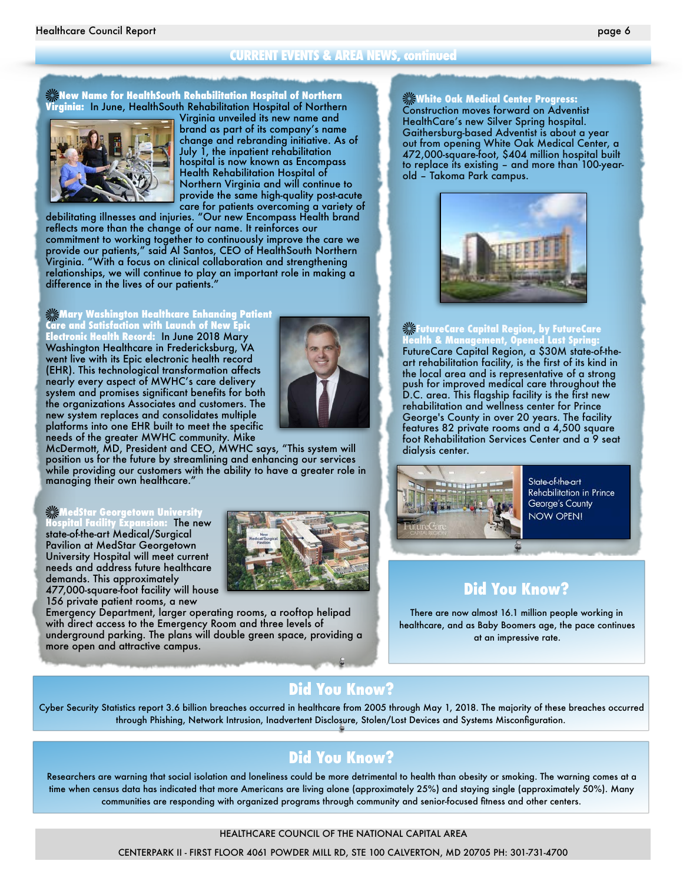## CURRENT EVENTS & AREA NEWS, continued

**New Name for HealthSouth Rehabilitation Hospital of Northern Virginia:** In June, HealthSouth Rehabilitation Hospital of Northern Virginia unveiled its new name and brand as part of its company's name change and rebranding initiative. As of July 1, the inpatient rehabilitation hospital is now known as Encompass Health Rehabilitation Hospital of Northern Virginia and will continue to provide the same high-quality post-acute care for patients overcoming a variety of debilitating illnesses and injuries. "Our new Encompass Health brand reflects more than the change of our name. It reinforces our commitment to working together to continuously improve the care we provide our patients," said Al Santos, CEO of HealthSouth Northern Virginia. "With a focus on clinical collaboration and strengthening relationships, we will continue to play an important role in making a difference in the lives of our patients."

**Mary Washington Healthcare Enhancing Patient Care and Satisfaction with Launch of New Epic Electronic Health Record:** In June 2018 Mary Washington Healthcare in Fredericksburg, VA went live with its Epic electronic health record (EHR). This technological transformation affects nearly every aspect of MWHC's care delivery system and promises significant benefits for both the organizations Associates and customers. The new system replaces and consolidates multiple platforms into one EHR built to meet the specific needs of the greater MWHC community. Mike McDermott, MD, President and CEO, MWHC says, "This system will position us for the future by streamlining and enhancing our services while providing our customers with the ability to have a greater role in managing their own healthcare."

**MedStar Georgetown University Hospital Facility Expansion:** The new state-of-the-art Medical/Surgical Pavilion at MedStar Georgetown University Hospital will meet current needs and address future healthcare demands. This approximately 477,000-square-foot facility will house 156 private patient rooms, a new Emergency Department, larger operating rooms, a rooftop helipad with direct access to the Emergency Room and three levels of underground parking. The plans will double green space, providing a more open and attractive campus.

**White Oak Medical Center Progress:** Construction moves forward on Adventist HealthCare's new Silver Spring hospital. Gaithersburg-based Adventist is about a year out from opening White Oak Medical Center, a 472,000-square-foot, $404 million hospital built to replace its existing – and more than 100-year-old – Takoma Park campus.

**FutureCare Capital Region, by FutureCare Health & Management, Opened Last Spring:** FutureCare Capital Region, a $30M state-of-the-art rehabilitation facility, is the first of its kind in the local area and is representative of a strong push for improved medical care throughout the D.C. area. This flagship facility is the first new rehabilitation and wellness center for Prince George's County in over 20 years. The facility features 82 private rooms and a 4,500 square foot Rehabilitation Services Center and a 9 seat dialysis center.

State-of-the-art Rehabilitation in Prince George's County NOW OPEN!

## Did You Know?

There are now almost 16.1 million people working in healthcare, and as Baby Boomers age, the pace continues at an impressive rate.

## Did You Know?

Cyber Security Statistics report 3.6 billion breaches occurred in healthcare from 2005 through May 1, 2018. The majority of these breaches occurred through Phishing, Network Intrusion, Inadvertent Disclosure, Stolen/Lost Devices and Systems Misconfiguration.

## Did You Know?

Researchers are warning that social isolation and loneliness could be more detrimental to health than obesity or smoking. The warning comes at a time when census data has indicated that more Americans are living alone (approximately 25%) and staying single (approximately 50%). Many communities are responding with organized programs through community and senior-focused fitness and other centers.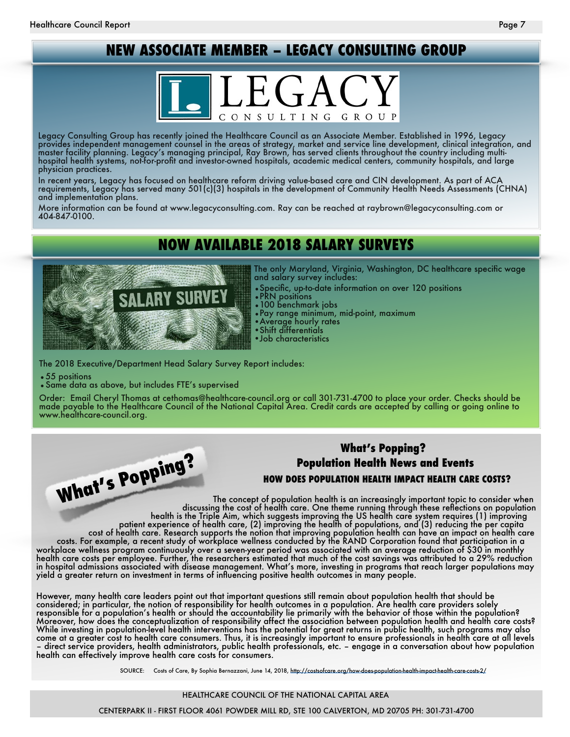## NEW ASSOCIATE MEMBER – LEGACY CONSULTING GROUP

Legacy Consulting Group has recently joined the Healthcare Council as an Associate Member. Established in 1996, Legacy provides independent management counsel in the areas of strategy, market and service line development, clinical integration, and master facility planning. Legacy's managing principal, Ray Brown, has served clients throughout the country including multi-hospital health systems, not-for-profit and investor-owned hospitals, academic medical centers, community hospitals, and large physician practices.

In recent years, Legacy has focused on healthcare reform driving value-based care and CIN development. As part of ACA requirements, Legacy has served many 501(c)(3) hospitals in the development of Community Health Needs Assessments (CHNA) and implementation plans.

More information can be found at www.legacyconsulting.com. Ray can be reached at raybrown@legacyconsulting.com or 404-847-0100.

## NOW AVAILABLE 2018 SALARY SURVEYS

The only Maryland, Virginia, Washington, DC healthcare specific wage and salary survey includes:

- Specific, up-to-date information on over 120 positions
- PRN positions
- 100 benchmark jobs
- Pay range minimum, mid-point, maximum
- Average hourly rates
- Shift differentials
- Job characteristics

The 2018 Executive/Department Head Salary Survey Report includes:

- 55 positions
- Same data as above, but includes FTE's supervised

Order: Email Cheryl Thomas at cethomas@healthcare-council.org or call 301-731-4700 to place your order. Checks should be made payable to the Healthcare Council of the National Capital Area. Credit cards are accepted by calling or going online to www.healthcare-council.org.

## What's Popping?

### What's Popping? Population Health News and Events

#### HOW DOES POPULATION HEALTH IMPACT HEALTH CARE COSTS?

The concept of population health is an increasingly important topic to consider when discussing the cost of health care. One theme running through these reflections on population health is the Triple Aim, which suggests improving the US health care system requires (1) improving patient experience of health care, (2) improving the health of populations, and (3) reducing the per capita cost of health care. Research supports the notion that improving population health can have an impact on health care costs. For example, a recent study of workplace wellness conducted by the RAND Corporation found that participation in a workplace wellness program continuously over a seven-year period was associated with an average reduction of $30 in monthly health care costs per employee. Further, the researchers estimated that much of the cost savings was attributed to a 29% reduction in hospital admissions associated with disease management. What's more, investing in programs that reach larger populations may yield a greater return on investment in terms of influencing positive health outcomes in many people.

However, many health care leaders point out that important questions still remain about population health that should be considered; in particular, the notion of responsibility for health outcomes in a population. Are health care providers solely responsible for a population's health or should the accountability lie primarily with the behavior of those within the population? Moreover, how does the conceptualization of responsibility affect the association between population health and health care costs? While investing in population-level health interventions has the potential for great returns in public health, such programs may also come at a greater cost to health care consumers. Thus, it is increasingly important to ensure professionals in health care at all levels – direct service providers, health administrators, public health professionals, etc. – engage in a conversation about how population health can effectively improve health care costs for consumers.

SOURCE: Costs of Care, By Sophia Bernazzani, June 14, 2018, http://costsofcare.org/how-does-population-health-impact-health-care-costs-2/

HEALTHCARE COUNCIL OF THE NATIONAL CAPITAL AREA

CENTERPARK II - FIRST FLOOR 4061 POWDER MILL RD, STE 100 CALVERTON, MD 20705 PH: 301-731-4700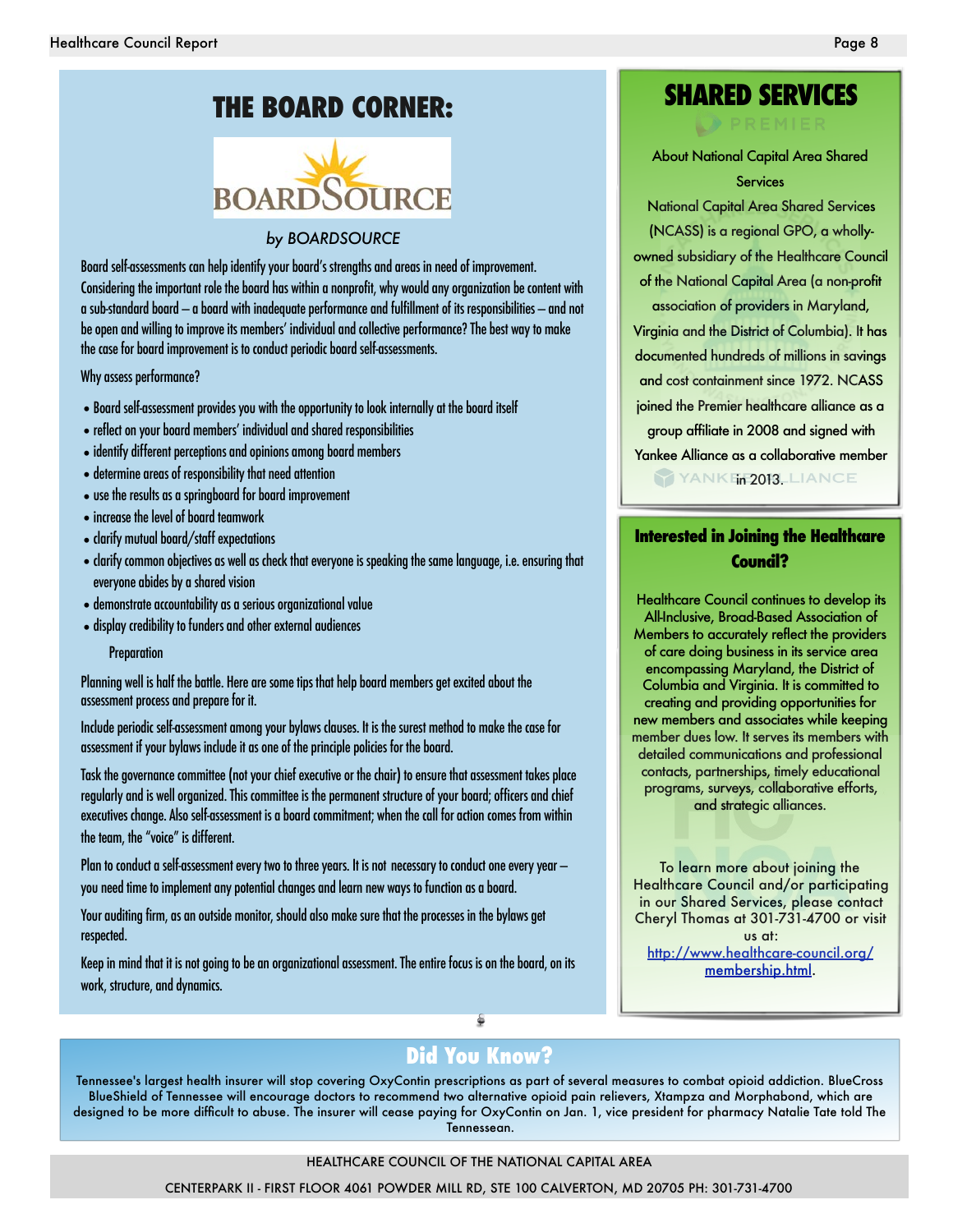# THE BOARD CORNER:

*by BOARDSOURCE*

Board self-assessments can help identify your board's strengths and areas in need of improvement. Considering the important role the board has within a nonprofit, why would any organization be content with a sub-standard board – a board with inadequate performance and fulfillment of its responsibilities – and not be open and willing to improve its members' individual and collective performance? The best way to make the case for board improvement is to conduct periodic board self-assessments.

Why assess performance?

- Board self-assessment provides you with the opportunity to look internally at the board itself
- reflect on your board members' individual and shared responsibilities
- identify different perceptions and opinions among board members
- determine areas of responsibility that need attention
- use the results as a springboard for board improvement
- increase the level of board teamwork
- clarify mutual board/staff expectations
- clarify common objectives as well as check that everyone is speaking the same language, i.e. ensuring that everyone abides by a shared vision
- demonstrate accountability as a serious organizational value
- display credibility to funders and other external audiences

Preparation

Planning well is half the battle. Here are some tips that help board members get excited about the assessment process and prepare for it.

Include periodic self-assessment among your bylaws clauses. It is the surest method to make the case for assessment if your bylaws include it as one of the principle policies for the board.

Task the governance committee (not your chief executive or the chair) to ensure that assessment takes place regularly and is well organized. This committee is the permanent structure of your board; officers and chief executives change. Also self-assessment is a board commitment; when the call for action comes from within the team, the "voice" is different.

Plan to conduct a self-assessment every two to three years. It is not necessary to conduct one every year – you need time to implement any potential changes and learn new ways to function as a board.

Your auditing firm, as an outside monitor, should also make sure that the processes in the bylaws get respected.

Keep in mind that it is not going to be an organizational assessment. The entire focus is on the board, on its work, structure, and dynamics.

# SHARED SERVICES

About National Capital Area Shared Services

National Capital Area Shared Services (NCASS) is a regional GPO, a wholly-owned subsidiary of the Healthcare Council of the National Capital Area (a non-profit association of providers in Maryland, Virginia and the District of Columbia). It has documented hundreds of millions in savings and cost containment since 1972. NCASS joined the Premier healthcare alliance as a group affiliate in 2008 and signed with Yankee Alliance as a collaborative member in 2013.

## Interested in Joining the Healthcare Council?

Healthcare Council continues to develop its All-Inclusive, Broad-Based Association of Members to accurately reflect the providers of care doing business in its service area encompassing Maryland, the District of Columbia and Virginia. It is committed to creating and providing opportunities for new members and associates while keeping member dues low. It serves its members with detailed communications and professional contacts, partnerships, timely educational programs, surveys, collaborative efforts, and strategic alliances.

To learn more about joining the Healthcare Council and/or participating in our Shared Services, please contact Cheryl Thomas at 301-731-4700 or visit us at: [http://www.healthcare-council.org/membership.html](http://www.healthcare-council.org/membership.html).

## Did You Know?

Tennessee's largest health insurer will stop covering OxyContin prescriptions as part of several measures to combat opioid addiction. BlueCross BlueShield of Tennessee will encourage doctors to recommend two alternative opioid pain relievers, Xtampza and Morphabond, which are designed to be more difficult to abuse. The insurer will cease paying for OxyContin on Jan. 1, vice president for pharmacy Natalie Tate told The Tennessean.

HEALTHCARE COUNCIL OF THE NATIONAL CAPITAL AREA

CENTERPARK II - FIRST FLOOR 4061 POWDER MILL RD, STE 100 CALVERTON, MD 20705 PH: 301-731-4700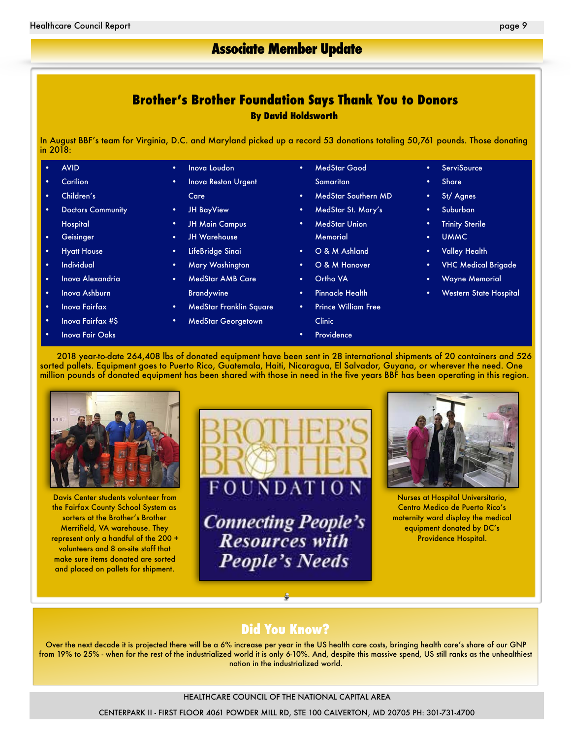## Associate Member Update

### Brother's Brother Foundation Says Thank You to Donors

**By David Holdsworth**

In August BBF's team for Virginia, D.C. and Maryland picked up a record 53 donations totaling 50,761 pounds. Those donating in 2018:

- AVID
- Carilion
- Children's
- Doctors Community Hospital
- Geisinger
- Hyatt House
- Individual
- Inova Alexandria
- Inova Ashburn
- Inova Fairfax
- Inova Fairfax #$
- Inova Fair Oaks
- Inova Loudon
- Inova Reston Urgent Care
- JH BayView
- JH Main Campus
- JH Warehouse
- LifeBridge Sinai
- Mary Washington
- MedStar AMB Care Brandywine
- MedStar Franklin Square
- MedStar Georgetown
- MedStar Good Samaritan
- MedStar Southern MD
- MedStar St. Mary's
- MedStar Union Memorial
- O & M Ashland
- O & M Hanover
- Ortho VA
- Pinnacle Health
- Prince William Free Clinic
- Providence
- ServiSource
- Share
- St/ Agnes
- Suburban
- Trinity Sterile
- UMMC
- Valley Health
- VHC Medical Brigade
- Wayne Memorial
- Western State Hospital

2018 year-to-date 264,408 lbs of donated equipment have been sent in 28 international shipments of 20 containers and 526 sorted pallets. Equipment goes to Puerto Rico, Guatemala, Haiti, Nicaragua, El Salvador, Guyana, or wherever the need. One million pounds of donated equipment has been shared with those in need in the five years BBF has been operating in this region.

Davis Center students volunteer from the Fairfax County School System as sorters at the Brother's Brother Merrifield, VA warehouse. They represent only a handful of the 200 + volunteers and 8 on-site staff that make sure items donated are sorted and placed on pallets for shipment.

BROTHER'S BROTHER FOUNDATION

*Connecting People's Resources with People's Needs*

Nurses at Hospital Universitario, Centro Medico de Puerto Rico's maternity ward display the medical equipment donated by DC's Providence Hospital.

## Did You Know?

Over the next decade it is projected there will be a 6% increase per year in the US health care costs, bringing health care's share of our GNP from 19% to 25% - when for the rest of the industrialized world it is only 6-10%. And, despite this massive spend, US still ranks as the unhealthiest nation in the industrialized world.

HEALTHCARE COUNCIL OF THE NATIONAL CAPITAL AREA

CENTERPARK II - FIRST FLOOR 4061 POWDER MILL RD, STE 100 CALVERTON, MD 20705 PH: 301-731-4700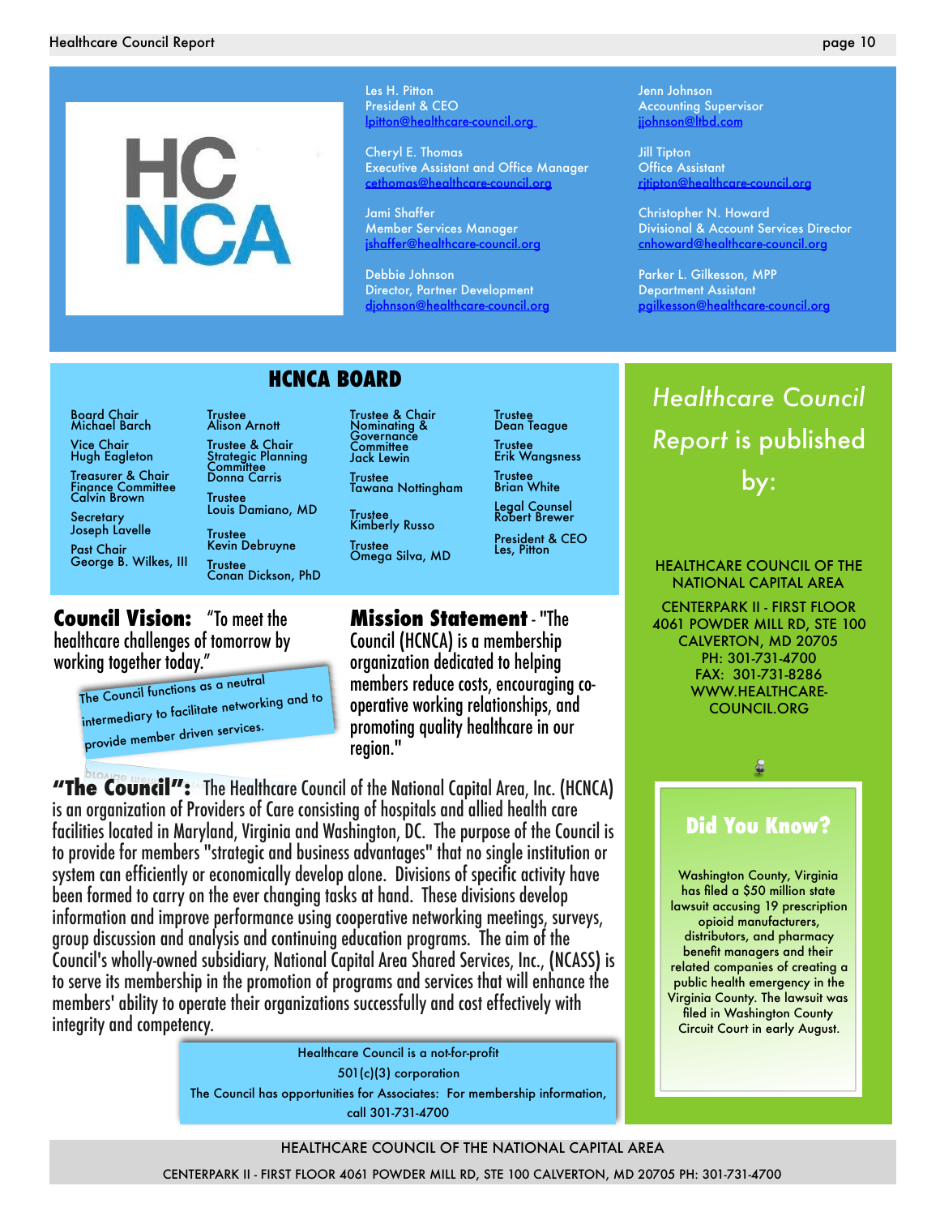HC NCA

Les H. Pitton
President & CEO
lpitton@healthcare-council.org

Cheryl E. Thomas
Executive Assistant and Office Manager
cethomas@healthcare-council.org

Jami Shaffer
Member Services Manager
jshaffer@healthcare-council.org

Debbie Johnson
Director, Partner Development
djohnson@healthcare-council.org

Jenn Johnson
Accounting Supervisor
jjohnson@ltbd.com

Jill Tipton
Office Assistant
rjtipton@healthcare-council.org

Christopher N. Howard
Divisional & Account Services Director
cnhoward@healthcare-council.org

Parker L. Gilkesson, MPP
Department Assistant
pgilkesson@healthcare-council.org

## HCNCA BOARD

Board Chair
Michael Barch

Vice Chair
Hugh Eagleton

Treasurer & Chair Finance Committee
Calvin Brown

Secretary
Joseph Lavelle

Past Chair
George B. Wilkes, III

Trustee
Alison Arnott

Trustee & Chair Strategic Planning Committee
Donna Carris

Trustee
Louis Damiano, MD

Trustee
Kevin Debruyne

Trustee
Conan Dickson, PhD

Trustee & Chair Nominating & Governance Committee
Jack Lewin

Trustee
Tawana Nottingham

Trustee
Kimberly Russo

Trustee
Omega Silva, MD

Trustee
Dean Teague

Trustee
Erik Wangsness

Trustee
Brian White

Legal Counsel
Robert Brewer

President & CEO
Les, Pitton

**Council Vision:** "To meet the healthcare challenges of tomorrow by working together today."

The Council functions as a neutral intermediary to facilitate networking and to provide member driven services.

**Mission Statement** - "The Council (HCNCA) is a membership organization dedicated to helping members reduce costs, encouraging co-operative working relationships, and promoting quality healthcare in our region."

**"The Council":** The Healthcare Council of the National Capital Area, Inc. (HCNCA) is an organization of Providers of Care consisting of hospitals and allied health care facilities located in Maryland, Virginia and Washington, DC. The purpose of the Council is to provide for members "strategic and business advantages" that no single institution or system can efficiently or economically develop alone. Divisions of specific activity have been formed to carry on the ever changing tasks at hand. These divisions develop information and improve performance using cooperative networking meetings, surveys, group discussion and analysis and continuing education programs. The aim of the Council's wholly-owned subsidiary, National Capital Area Shared Services, Inc., (NCASS) is to serve its membership in the promotion of programs and services that will enhance the members' ability to operate their organizations successfully and cost effectively with integrity and competency.

Healthcare Council is a not-for-profit 501(c)(3) corporation
The Council has opportunities for Associates: For membership information, call 301-731-4700

*Healthcare Council Report* is published by:

HEALTHCARE COUNCIL OF THE NATIONAL CAPITAL AREA
CENTERPARK II - FIRST FLOOR
4061 POWDER MILL RD, STE 100
CALVERTON, MD 20705
PH: 301-731-4700
FAX: 301-731-8286
WWW.HEALTHCARE-COUNCIL.ORG

### Did You Know?

Washington County, Virginia has filed a $50 million state lawsuit accusing 19 prescription opioid manufacturers, distributors, and pharmacy benefit managers and their related companies of creating a public health emergency in the Virginia County. The lawsuit was filed in Washington County Circuit Court in early August.